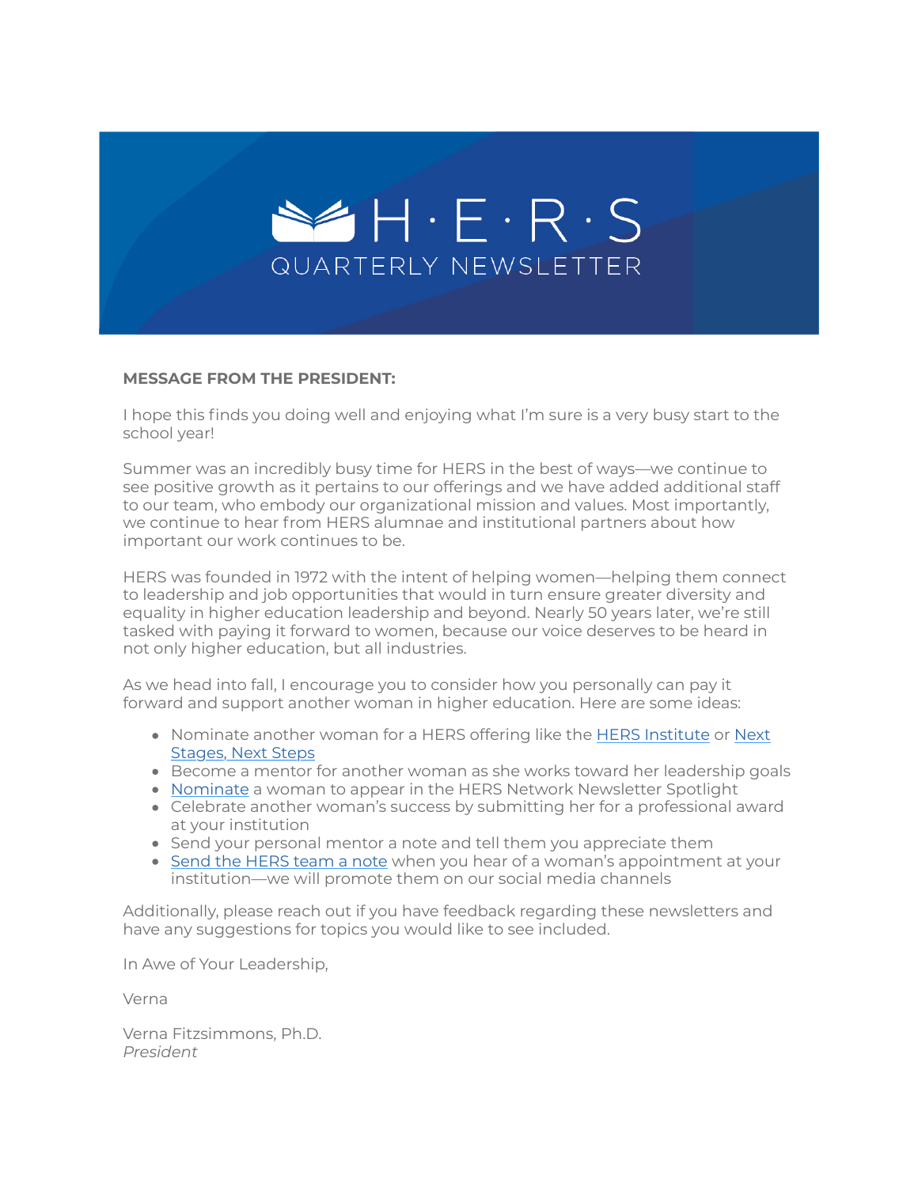# H·E·R·S

QUARTERLY NEWSLETTER

**MESSAGE FROM THE PRESIDENT:**

I hope this finds you doing well and enjoying what I'm sure is a very busy start to the school year!

Summer was an incredibly busy time for HERS in the best of ways—we continue to see positive growth as it pertains to our offerings and we have added additional staff to our team, who embody our organizational mission and values. Most importantly, we continue to hear from HERS alumnae and institutional partners about how important our work continues to be.

HERS was founded in 1972 with the intent of helping women—helping them connect to leadership and job opportunities that would in turn ensure greater diversity and equality in higher education leadership and beyond. Nearly 50 years later, we're still tasked with paying it forward to women, because our voice deserves to be heard in not only higher education, but all industries.

As we head into fall, I encourage you to consider how you personally can pay it forward and support another woman in higher education. Here are some ideas:

- Nominate another woman for a HERS offering like the HERS Institute or Next Stages, Next Steps
- Become a mentor for another woman as she works toward her leadership goals
- Nominate a woman to appear in the HERS Network Newsletter Spotlight
- Celebrate another woman's success by submitting her for a professional award at your institution
- Send your personal mentor a note and tell them you appreciate them
- Send the HERS team a note when you hear of a woman's appointment at your institution—we will promote them on our social media channels

Additionally, please reach out if you have feedback regarding these newsletters and have any suggestions for topics you would like to see included.

In Awe of Your Leadership,

Verna

Verna Fitzsimmons, Ph.D.
*President*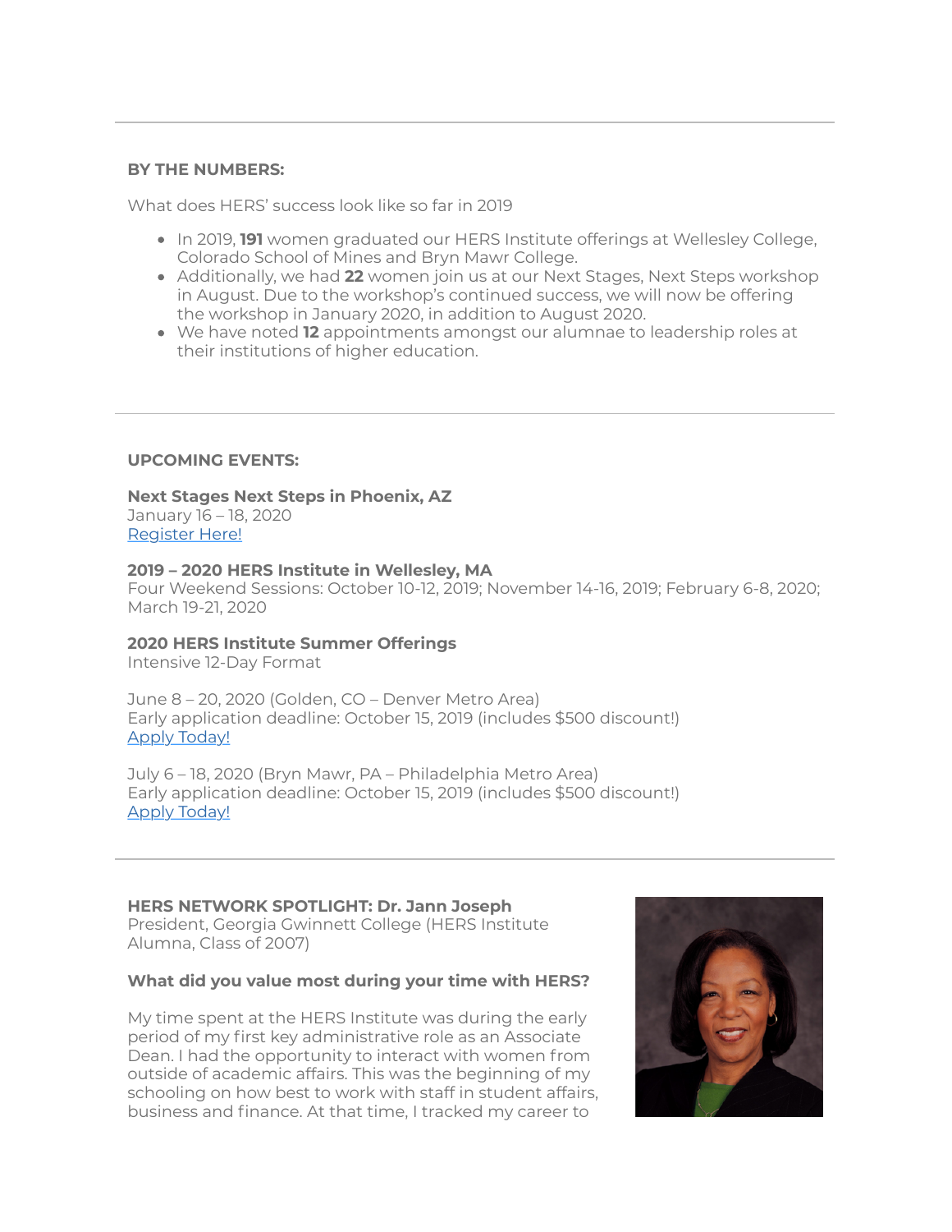**BY THE NUMBERS:**

What does HERS' success look like so far in 2019

- In 2019, **191** women graduated our HERS Institute offerings at Wellesley College, Colorado School of Mines and Bryn Mawr College.
- Additionally, we had **22** women join us at our Next Stages, Next Steps workshop in August. Due to the workshop's continued success, we will now be offering the workshop in January 2020, in addition to August 2020.
- We have noted **12** appointments amongst our alumnae to leadership roles at their institutions of higher education.

---

**UPCOMING EVENTS:**

**Next Stages Next Steps in Phoenix, AZ**
January 16 – 18, 2020
Register Here!

**2019 – 2020 HERS Institute in Wellesley, MA**
Four Weekend Sessions: October 10-12, 2019; November 14-16, 2019; February 6-8, 2020; March 19-21, 2020

**2020 HERS Institute Summer Offerings**
Intensive 12-Day Format

June 8 – 20, 2020 (Golden, CO – Denver Metro Area)
Early application deadline: October 15, 2019 (includes $500 discount!)
Apply Today!

July 6 – 18, 2020 (Bryn Mawr, PA – Philadelphia Metro Area)
Early application deadline: October 15, 2019 (includes $500 discount!)
Apply Today!

---

**HERS NETWORK SPOTLIGHT: Dr. Jann Joseph**
President, Georgia Gwinnett College (HERS Institute Alumna, Class of 2007)

**What did you value most during your time with HERS?**

My time spent at the HERS Institute was during the early period of my first key administrative role as an Associate Dean. I had the opportunity to interact with women from outside of academic affairs. This was the beginning of my schooling on how best to work with staff in student affairs, business and finance. At that time, I tracked my career to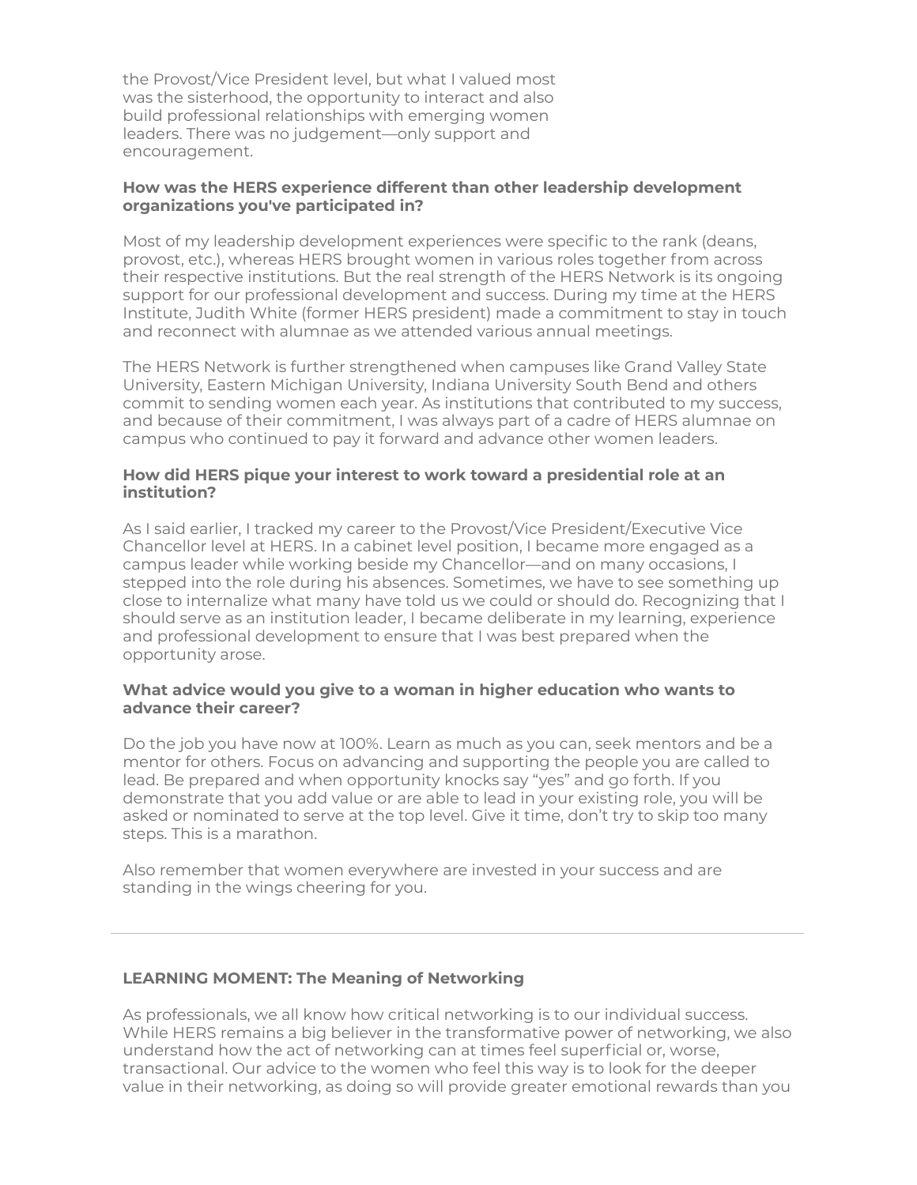the Provost/Vice President level, but what I valued most was the sisterhood, the opportunity to interact and also build professional relationships with emerging women leaders. There was no judgement—only support and encouragement.

**How was the HERS experience different than other leadership development organizations you've participated in?**

Most of my leadership development experiences were specific to the rank (deans, provost, etc.), whereas HERS brought women in various roles together from across their respective institutions. But the real strength of the HERS Network is its ongoing support for our professional development and success. During my time at the HERS Institute, Judith White (former HERS president) made a commitment to stay in touch and reconnect with alumnae as we attended various annual meetings.

The HERS Network is further strengthened when campuses like Grand Valley State University, Eastern Michigan University, Indiana University South Bend and others commit to sending women each year. As institutions that contributed to my success, and because of their commitment, I was always part of a cadre of HERS alumnae on campus who continued to pay it forward and advance other women leaders.

**How did HERS pique your interest to work toward a presidential role at an institution?**

As I said earlier, I tracked my career to the Provost/Vice President/Executive Vice Chancellor level at HERS. In a cabinet level position, I became more engaged as a campus leader while working beside my Chancellor—and on many occasions, I stepped into the role during his absences. Sometimes, we have to see something up close to internalize what many have told us we could or should do. Recognizing that I should serve as an institution leader, I became deliberate in my learning, experience and professional development to ensure that I was best prepared when the opportunity arose.

**What advice would you give to a woman in higher education who wants to advance their career?**

Do the job you have now at 100%. Learn as much as you can, seek mentors and be a mentor for others. Focus on advancing and supporting the people you are called to lead. Be prepared and when opportunity knocks say "yes" and go forth. If you demonstrate that you add value or are able to lead in your existing role, you will be asked or nominated to serve at the top level. Give it time, don't try to skip too many steps. This is a marathon.

Also remember that women everywhere are invested in your success and are standing in the wings cheering for you.

---

**LEARNING MOMENT: The Meaning of Networking**

As professionals, we all know how critical networking is to our individual success. While HERS remains a big believer in the transformative power of networking, we also understand how the act of networking can at times feel superficial or, worse, transactional. Our advice to the women who feel this way is to look for the deeper value in their networking, as doing so will provide greater emotional rewards than you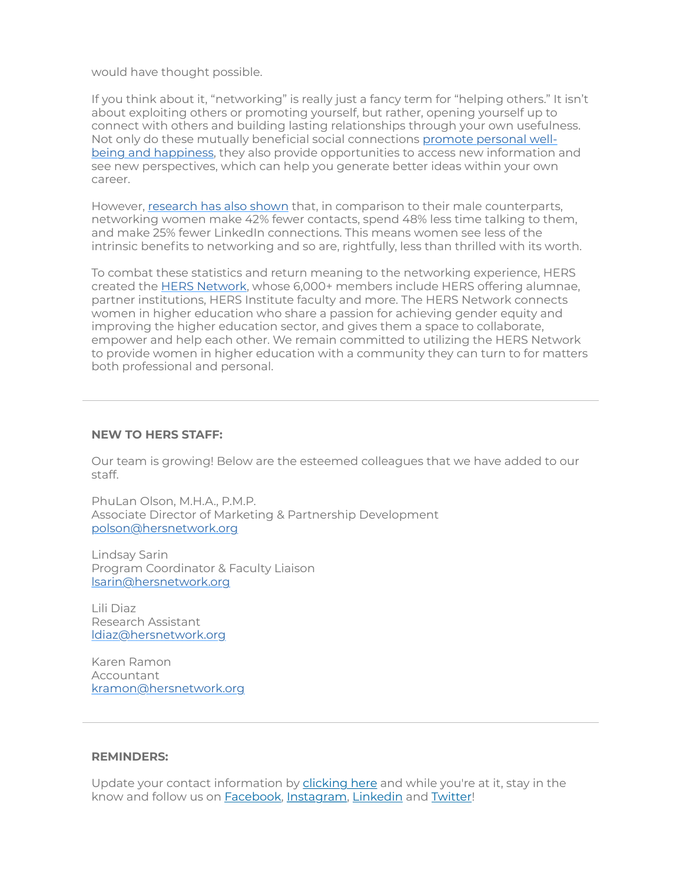would have thought possible.

If you think about it, “networking” is really just a fancy term for “helping others.” It isn’t about exploiting others or promoting yourself, but rather, opening yourself up to connect with others and building lasting relationships through your own usefulness. Not only do these mutually beneficial social connections [promote personal well-being and happiness](), they also provide opportunities to access new information and see new perspectives, which can help you generate better ideas within your own career.

However, [research has also shown]() that, in comparison to their male counterparts, networking women make 42% fewer contacts, spend 48% less time talking to them, and make 25% fewer LinkedIn connections. This means women see less of the intrinsic benefits to networking and so are, rightfully, less than thrilled with its worth.

To combat these statistics and return meaning to the networking experience, HERS created the [HERS Network](), whose 6,000+ members include HERS offering alumnae, partner institutions, HERS Institute faculty and more. The HERS Network connects women in higher education who share a passion for achieving gender equity and improving the higher education sector, and gives them a space to collaborate, empower and help each other. We remain committed to utilizing the HERS Network to provide women in higher education with a community they can turn to for matters both professional and personal.

---

**NEW TO HERS STAFF:**

Our team is growing! Below are the esteemed colleagues that we have added to our staff.

PhuLan Olson, M.H.A., P.M.P.
Associate Director of Marketing & Partnership Development
polson@hersnetwork.org

Lindsay Sarin
Program Coordinator & Faculty Liaison
lsarin@hersnetwork.org

Lili Diaz
Research Assistant
ldiaz@hersnetwork.org

Karen Ramon
Accountant
kramon@hersnetwork.org

---

**REMINDERS:**

Update your contact information by [clicking here]() and while you're at it, stay in the know and follow us on [Facebook](), [Instagram](), [Linkedin]() and [Twitter]()!